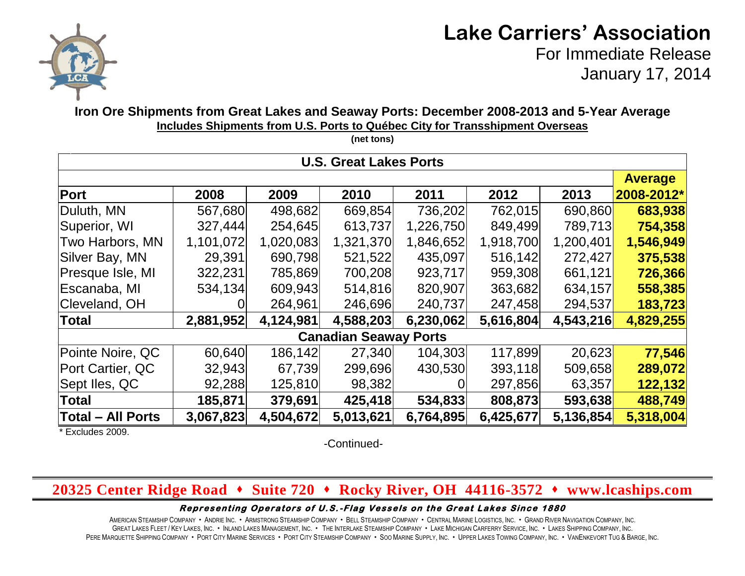# Lake Carriers' Association

For Immediate Release
January 17, 2014

**Iron Ore Shipments from Great Lakes and Seaway Ports: December 2008-2013 and 5-Year Average**

**Includes Shipments from U.S. Ports to Québec City for Transshipment Overseas**

**(net tons)**

| Port | 2008 | 2009 | 2010 | 2011 | 2012 | 2013 | Average 2008-2012* |
|---|---|---|---|---|---|---|---|
| **U.S. Great Lakes Ports** | | | | | | | |
| Duluth, MN | 567,680 | 498,682 | 669,854 | 736,202 | 762,015 | 690,860 | **683,938** |
| Superior, WI | 327,444 | 254,645 | 613,737 | 1,226,750 | 849,499 | 789,713 | **754,358** |
| Two Harbors, MN | 1,101,072 | 1,020,083 | 1,321,370 | 1,846,652 | 1,918,700 | 1,200,401 | **1,546,949** |
| Silver Bay, MN | 29,391 | 690,798 | 521,522 | 435,097 | 516,142 | 272,427 | **375,538** |
| Presque Isle, MI | 322,231 | 785,869 | 700,208 | 923,717 | 959,308 | 661,121 | **726,366** |
| Escanaba, MI | 534,134 | 609,943 | 514,816 | 820,907 | 363,682 | 634,157 | **558,385** |
| Cleveland, OH | 0 | 264,961 | 246,696 | 240,737 | 247,458 | 294,537 | **183,723** |
| **Total** | **2,881,952** | **4,124,981** | **4,588,203** | **6,230,062** | **5,616,804** | **4,543,216** | **4,829,255** |
| **Canadian Seaway Ports** | | | | | | | |
| Pointe Noire, QC | 60,640 | 186,142 | 27,340 | 104,303 | 117,899 | 20,623 | **77,546** |
| Port Cartier, QC | 32,943 | 67,739 | 299,696 | 430,530 | 393,118 | 509,658 | **289,072** |
| Sept Iles, QC | 92,288 | 125,810 | 98,382 | 0 | 297,856 | 63,357 | **122,132** |
| **Total** | **185,871** | **379,691** | **425,418** | **534,833** | **808,873** | **593,638** | **488,749** |
| **Total – All Ports** | **3,067,823** | **4,504,672** | **5,013,621** | **6,764,895** | **6,425,677** | **5,136,854** | **5,318,004** |

\* Excludes 2009.

-Continued-

**20325 Center Ridge Road • Suite 720 • Rocky River, OH 44116-3572 • www.lcaships.com**

***Representing Operators of U.S.-Flag Vessels on the Great Lakes Since 1880***

American Steamship Company • Andrie Inc. • Armstrong Steamship Company • Bell Steamship Company • Central Marine Logistics, Inc. • Grand River Navigation Company, Inc.
Great Lakes Fleet / Key Lakes, Inc. • Inland Lakes Management, Inc. • The Interlake Steamship Company • Lake Michigan Carferry Service, Inc. • Lakes Shipping Company, Inc.
Pere Marquette Shipping Company • Port City Marine Services • Port City Steamship Company • Soo Marine Supply, Inc. • Upper Lakes Towing Company, Inc. • VanEnkevort Tug & Barge, Inc.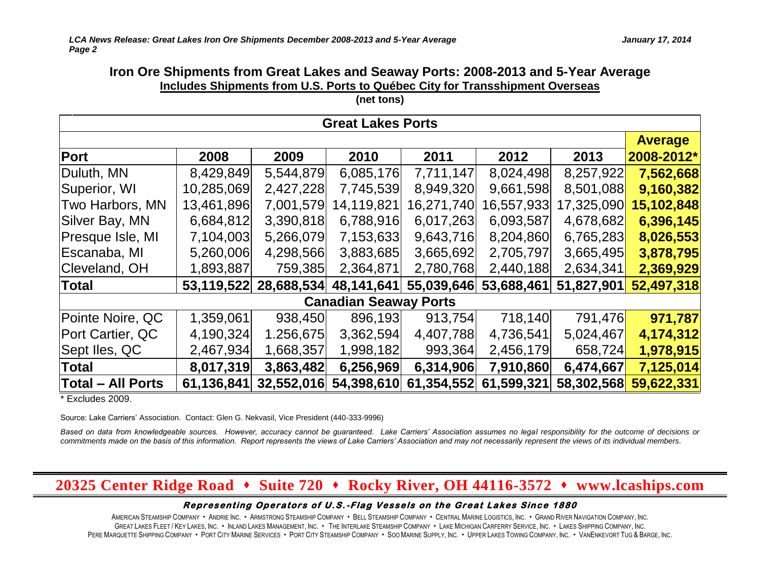## Iron Ore Shipments from Great Lakes and Seaway Ports: 2008-2013 and 5-Year Average

**Includes Shipments from U.S. Ports to Québec City for Transshipment Overseas**

**(net tons)**

| Port | 2008 | 2009 | 2010 | 2011 | 2012 | 2013 | Average 2008-2012* |
|---|---|---|---|---|---|---|---|
| **Great Lakes Ports** | | | | | | | |
| Duluth, MN | 8,429,849 | 5,544,879 | 6,085,176 | 7,711,147 | 8,024,498 | 8,257,922 | **7,562,668** |
| Superior, WI | 10,285,069 | 2,427,228 | 7,745,539 | 8,949,320 | 9,661,598 | 8,501,088 | **9,160,382** |
| Two Harbors, MN | 13,461,896 | 7,001,579 | 14,119,821 | 16,271,740 | 16,557,933 | 17,325,090 | **15,102,848** |
| Silver Bay, MN | 6,684,812 | 3,390,818 | 6,788,916 | 6,017,263 | 6,093,587 | 4,678,682 | **6,396,145** |
| Presque Isle, MI | 7,104,003 | 5,266,079 | 7,153,633 | 9,643,716 | 8,204,860 | 6,765,283 | **8,026,553** |
| Escanaba, MI | 5,260,006 | 4,298,566 | 3,883,685 | 3,665,692 | 2,705,797 | 3,665,495 | **3,878,795** |
| Cleveland, OH | 1,893,887 | 759,385 | 2,364,871 | 2,780,768 | 2,440,188 | 2,634,341 | **2,369,929** |
| **Total** | **53,119,522** | **28,688,534** | **48,141,641** | **55,039,646** | **53,688,461** | **51,827,901** | **52,497,318** |
| **Canadian Seaway Ports** | | | | | | | |
| Pointe Noire, QC | 1,359,061 | 938,450 | 896,193 | 913,754 | 718,140 | 791,476 | **971,787** |
| Port Cartier, QC | 4,190,324 | 1.256,675 | 3,362,594 | 4,407,788 | 4,736,541 | 5,024,467 | **4,174,312** |
| Sept Iles, QC | 2,467,934 | 1,668,357 | 1,998,182 | 993,364 | 2,456,179 | 658,724 | **1,978,915** |
| **Total** | **8,017,319** | **3,863,482** | **6,256,969** | **6,314,906** | **7,910,860** | **6,474,667** | **7,125,014** |
| **Total – All Ports** | **61,136,841** | **32,552,016** | **54,398,610** | **61,354,552** | **61,599,321** | **58,302,568** | **59,622,331** |

* Excludes 2009.

Source: Lake Carriers' Association. Contact: Glen G. Nekvasil, Vice President (440-333-9996)

*Based on data from knowledgeable sources. However, accuracy cannot be guaranteed. Lake Carriers' Association assumes no legal responsibility for the outcome of decisions or commitments made on the basis of this information. Report represents the views of Lake Carriers' Association and may not necessarily represent the views of its individual members.*

**20325 Center Ridge Road • Suite 720 • Rocky River, OH 44116-3572 • www.lcaships.com**

***Representing Operators of U.S.-Flag Vessels on the Great Lakes Since 1880***

American Steamship Company • Andrie Inc. • Armstrong Steamship Company • Bell Steamship Company • Central Marine Logistics, Inc. • Grand River Navigation Company, Inc. Great Lakes Fleet / Key Lakes, Inc. • Inland Lakes Management, Inc. • The Interlake Steamship Company • Lake Michigan Carferry Service, Inc. • Lakes Shipping Company, Inc. Pere Marquette Shipping Company • Port City Marine Services • Port City Steamship Company • Soo Marine Supply, Inc. • Upper Lakes Towing Company, Inc. • VanEnkevort Tug & Barge, Inc.